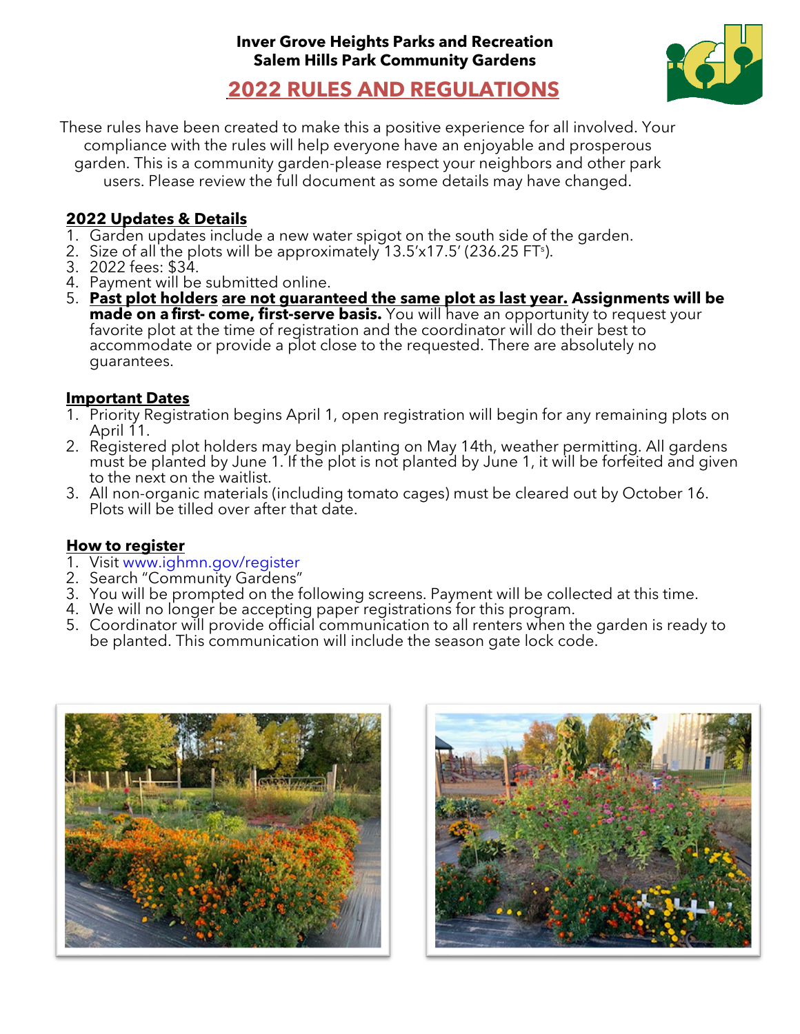**Inver Grove Heights Parks and Recreation**
**Salem Hills Park Community Gardens**

# 2022 RULES AND REGULATIONS

These rules have been created to make this a positive experience for all involved. Your compliance with the rules will help everyone have an enjoyable and prosperous garden. This is a community garden-please respect your neighbors and other park users. Please review the full document as some details may have changed.

## 2022 Updates & Details

1. Garden updates include a new water spigot on the south side of the garden.
2. Size of all the plots will be approximately 13.5'x17.5' (236.25 FT²).
3. 2022 fees: $34.
4. Payment will be submitted online.
5. **Past plot holders are not guaranteed the same plot as last year. Assignments will be made on a first- come, first-serve basis.** You will have an opportunity to request your favorite plot at the time of registration and the coordinator will do their best to accommodate or provide a plot close to the requested. There are absolutely no guarantees.

## Important Dates

1. Priority Registration begins April 1, open registration will begin for any remaining plots on April 11.
2. Registered plot holders may begin planting on May 14th, weather permitting. All gardens must be planted by June 1. If the plot is not planted by June 1, it will be forfeited and given to the next on the waitlist.
3. All non-organic materials (including tomato cages) must be cleared out by October 16. Plots will be tilled over after that date.

## How to register

1. Visit www.ighmn.gov/register
2. Search "Community Gardens"
3. You will be prompted on the following screens. Payment will be collected at this time.
4. We will no longer be accepting paper registrations for this program.
5. Coordinator will provide official communication to all renters when the garden is ready to be planted. This communication will include the season gate lock code.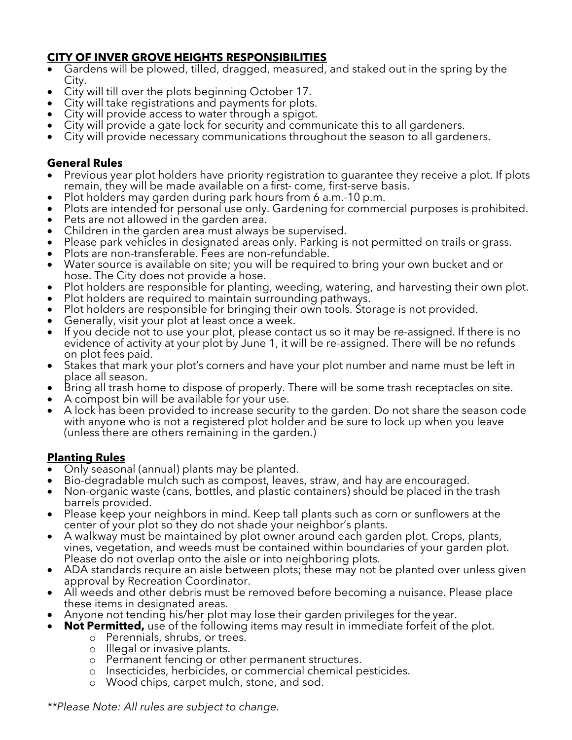## CITY OF INVER GROVE HEIGHTS RESPONSIBILITIES

- Gardens will be plowed, tilled, dragged, measured, and staked out in the spring by the City.
- City will till over the plots beginning October 17.
- City will take registrations and payments for plots.
- City will provide access to water through a spigot.
- City will provide a gate lock for security and communicate this to all gardeners.
- City will provide necessary communications throughout the season to all gardeners.

## General Rules

- Previous year plot holders have priority registration to guarantee they receive a plot. If plots remain, they will be made available on a first- come, first-serve basis.
- Plot holders may garden during park hours from 6 a.m.-10 p.m.
- Plots are intended for personal use only. Gardening for commercial purposes is prohibited.
- Pets are not allowed in the garden area.
- Children in the garden area must always be supervised.
- Please park vehicles in designated areas only. Parking is not permitted on trails or grass.
- Plots are non-transferable. Fees are non-refundable.
- Water source is available on site; you will be required to bring your own bucket and or hose. The City does not provide a hose.
- Plot holders are responsible for planting, weeding, watering, and harvesting their own plot.
- Plot holders are required to maintain surrounding pathways.
- Plot holders are responsible for bringing their own tools. Storage is not provided.
- Generally, visit your plot at least once a week.
- If you decide not to use your plot, please contact us so it may be re-assigned. If there is no evidence of activity at your plot by June 1, it will be re-assigned. There will be no refunds on plot fees paid.
- Stakes that mark your plot's corners and have your plot number and name must be left in place all season.
- Bring all trash home to dispose of properly. There will be some trash receptacles on site.
- A compost bin will be available for your use.
- A lock has been provided to increase security to the garden. Do not share the season code with anyone who is not a registered plot holder and be sure to lock up when you leave (unless there are others remaining in the garden.)

## Planting Rules

- Only seasonal (annual) plants may be planted.
- Bio-degradable mulch such as compost, leaves, straw, and hay are encouraged.
- Non-organic waste (cans, bottles, and plastic containers) should be placed in the trash barrels provided.
- Please keep your neighbors in mind. Keep tall plants such as corn or sunflowers at the center of your plot so they do not shade your neighbor's plants.
- A walkway must be maintained by plot owner around each garden plot. Crops, plants, vines, vegetation, and weeds must be contained within boundaries of your garden plot. Please do not overlap onto the aisle or into neighboring plots.
- ADA standards require an aisle between plots; these may not be planted over unless given approval by Recreation Coordinator.
- All weeds and other debris must be removed before becoming a nuisance. Please place these items in designated areas.
- Anyone not tending his/her plot may lose their garden privileges for the year.
- **Not Permitted,** use of the following items may result in immediate forfeit of the plot.
  - Perennials, shrubs, or trees.
  - Illegal or invasive plants.
  - Permanent fencing or other permanent structures.
  - Insecticides, herbicides, or commercial chemical pesticides.
  - Wood chips, carpet mulch, stone, and sod.

*\*\*Please Note: All rules are subject to change.*